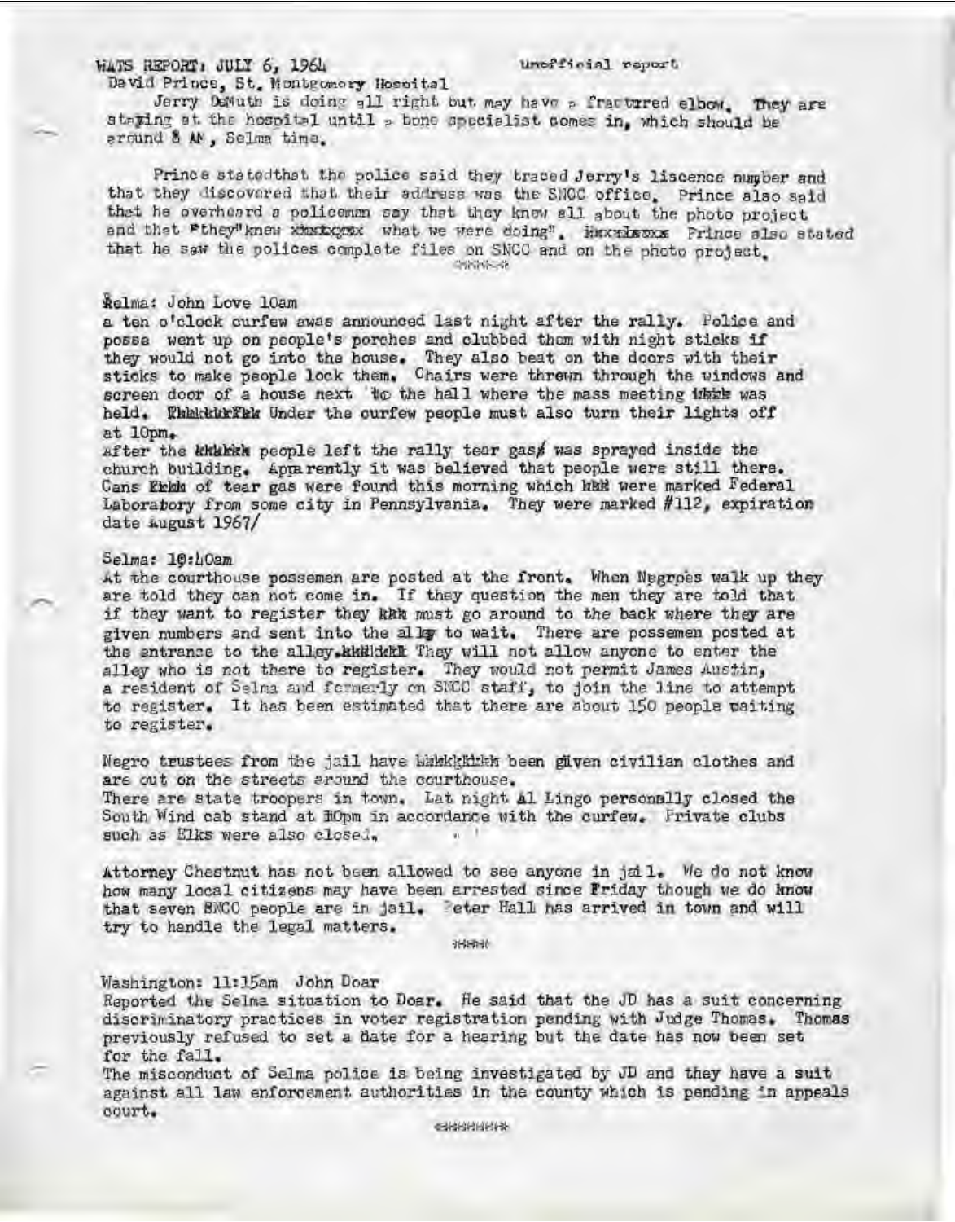WATS REPORT: JULY 6, 1964 unofficial report

David Prince, St. Montgomery Hospital

Jerry DeMuth is doing all right but may have a fractured elbow. They are staying at the hospital until a bone specialist comes in, which should be around 8 AM, Selma time.

Prince statedthat the police said they traced Jerry's liscence number and that they discovered that their address was the SNCC office. Prince also said that he overheard a policemn say that they knew all about the photo project and that "they"knew xxxxxxx what we were doing". xxxxxxx Prince also stated that he saw the polices complete files on SNCC and on the photo project.

\*\*\*\*\*

Selma: John Love 10am

a ten o'clock curfew awas announced last night after the rally. Police and posse went up on people's porches and clubbed them with night sticks if they would not go into the house. They also beat on the doors with their sticks to make people lock them. Chairs were thrown through the windows and screen door of a house next to the hall where the mass meeting xxxx was held. xxxxxxxx Under the curfew people must also turn their lights off at 10pm.

After the xxxxx people left the rally tear gas was sprayed inside the church building. Apparently it was believed that people were still there. Cans xxxx of tear gas were found this morning which xxx were marked Federal Laboratory from some city in Pennsylvania. They were marked #112, expiration date August 1967/

Selma: 10:40am

At the courthouse possemen are posted at the front. When Negroes walk up they are told they can not come in. If they question the men they are told that if they want to register they xxx must go around to the back where they are given numbers and sent into the alley to wait. There are possemen posted at the entrance to the alley.xxxxxxx They will not allow anyone to enter the alley who is not there to register. They would not permit James Austin, a resident of Selma and formerly on SNCC staff, to join the line to attempt to register. It has been estimated that there are about 150 people waiting to register.

Negro trustees from the jail have xxxxxxxxx been given civilian clothes and are out on the streets around the courthouse.

There are state troopers in town. Lat night Al Lingo personally closed the South Wind cab stand at 10pm in accordance with the curfew. Private clubs such as Elks were also closed.

Attorney Chestnut has not been allowed to see anyone in jail. We do not know how many local citizens may have been arrested since Friday though we do know that seven SNCC people are in jail. Peter Hall has arrived in town and will try to handle the legal matters.

\*\*\*\*

Washington: 11:15am John Doar

Reported the Selma situation to Doar. He said that the JD has a suit concerning discriminatory practices in voter registration pending with Judge Thomas. Thomas previously refused to set a date for a hearing but the date has now been set for the fall.

The misconduct of Selma police is being investigated by JD and they have a suit against all law enforcement authorities in the county which is pending in appeals court.

\*\*\*\*\*\*\*\*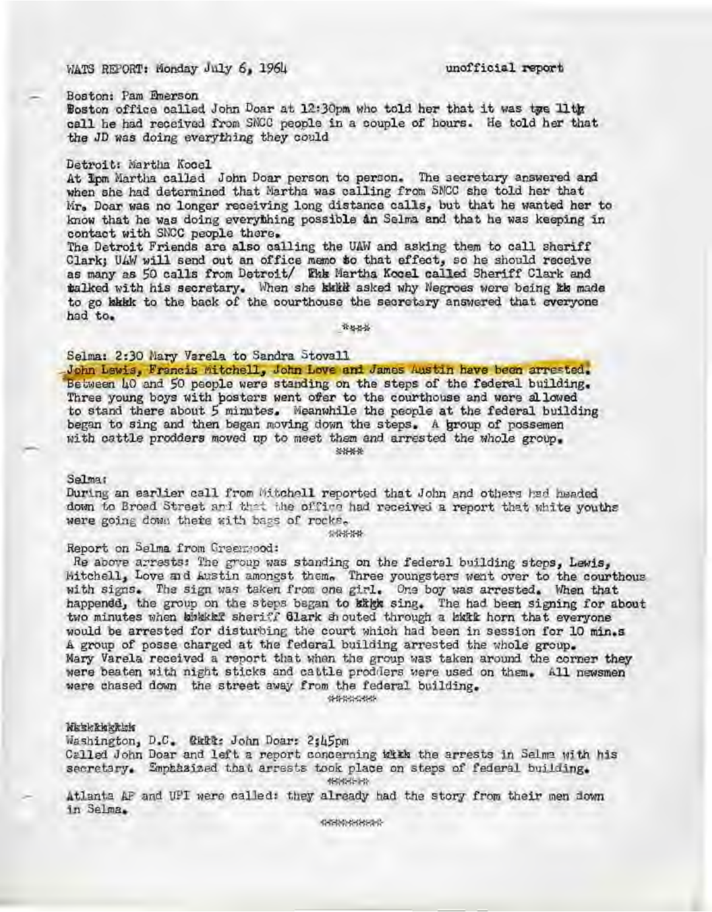WATS REPORT: Monday July 6, 1964 unofficial report

Boston: Pam Emerson
Boston office called John Doar at 12:30pm who told her that it was twe 11th call he had received from SNCC people in a couple of hours. He told her that the JD was doing everything they could

Detroit: Martha Kocel
At 1pm Martha called John Doar person to person. The secretary answered and when she had determined that Martha was calling from SNCC she told her that Mr. Doar was no longer receiving long distance calls, but that he wanted her to know that he was doing everything possible in Selma and that he was keeping in contact with SNCC people there.
The Detroit Friends are also calling the UAW and asking them to call sheriff Clark; UAW will send out an office memo to that effect, so he should receive as many as 50 calls from Detroit/ Ehk Martha Kocel called Sheriff Clark and talked with his secretary. When she hkkk asked why Negroes were being kk made to go hkkk to the back of the courthouse the secretary answered that everyone had to.

\*\*\*\*

Selma: 2:30 Mary Varela to Sandra Stovall
John Lewis, Francis Mitchell, John Love and James Austin have been arrested. Between 40 and 50 people were standing on the steps of the federal building. Three young boys with posters went ofer to the courthouse and were allowed to stand there about 5 minutes. Meanwhile the people at the federal building began to sing and then began moving down the steps. A group of possemen with cattle prodders moved up to meet them and arrested the whole group.

\*\*\*\*

Selma:
During an earlier call from Mitchell reported that John and others had headed down to Broad Street and that the office had received a report that white youths were going down there with bags of rocks.

\*\*\*\*\*

Report on Selma from Greenwood:
Re above arrests: The group was standing on the federal building steps, Lewis, Mitchell, Love and Austin amongst them. Three youngsters went over to the courthous with signs. The sign was taken from one girl. One boy was arrested. When that happendd, the group on the steps began to kkkk sing. The had been signing for about two minutes when hhkkkf sheriff Clark shouted through a hkkk horn that everyone would be arrested for disturbing the court which had been in session for 10 min.s A group of posse charged at the federal building arrested the whole group. Mary Varela received a report that when the group was taken around the corner they were beaten with night sticks and cattle prodders were used on them. All newsmen were chased down the street away from the federal building.

\*\*\*\*\*\*\*

Wkkkkkgkkk
Washington, D.C. Ckkk: John Doar: 2:45pm
Called John Doar and left a report concerning kkkk the arrests in Selma with his secretary. Emphasized that arrests took place on steps of federal building.

\*\*\*\*\*\*

Atlanta AP and UPI were called: they already had the story from their men down in Selma.

\*\*\*\*\*\*\*\*\*\*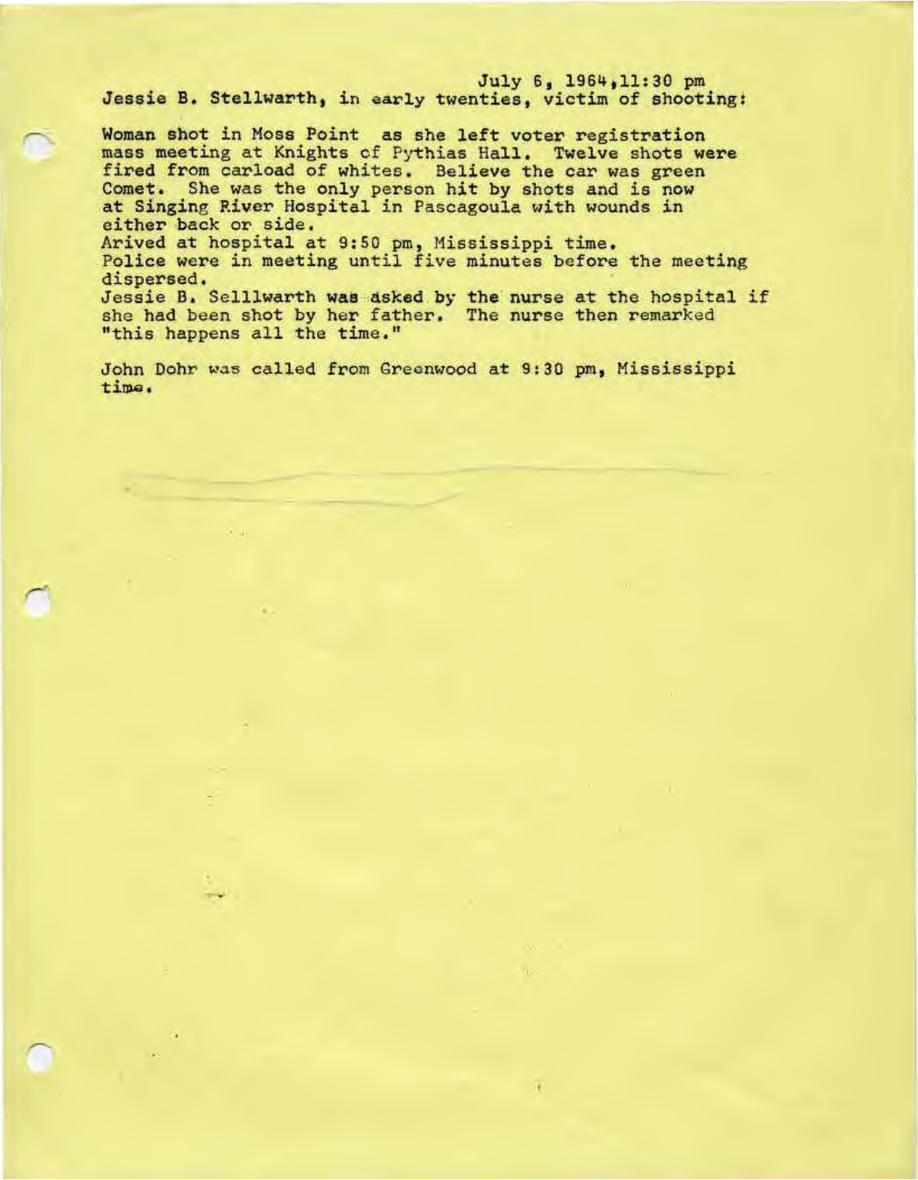July 6, 1964, 11:30 pm

Jessie B. Stellwarth, in early twenties, victim of shooting:

Woman shot in Moss Point as she left voter registration mass meeting at Knights of Pythias Hall. Twelve shots were fired from carload of whites. Believe the car was green Comet. She was the only person hit by shots and is now at Singing River Hospital in Pascagoula with wounds in either back or side.
Arived at hospital at 9:50 pm, Mississippi time.
Police were in meeting until five minutes before the meeting dispersed.
Jessie B. Selllwarth was asked by the nurse at the hospital if she had been shot by her father. The nurse then remarked "this happens all the time."

John Dohr was called from Greenwood at 9:30 pm, Mississippi time.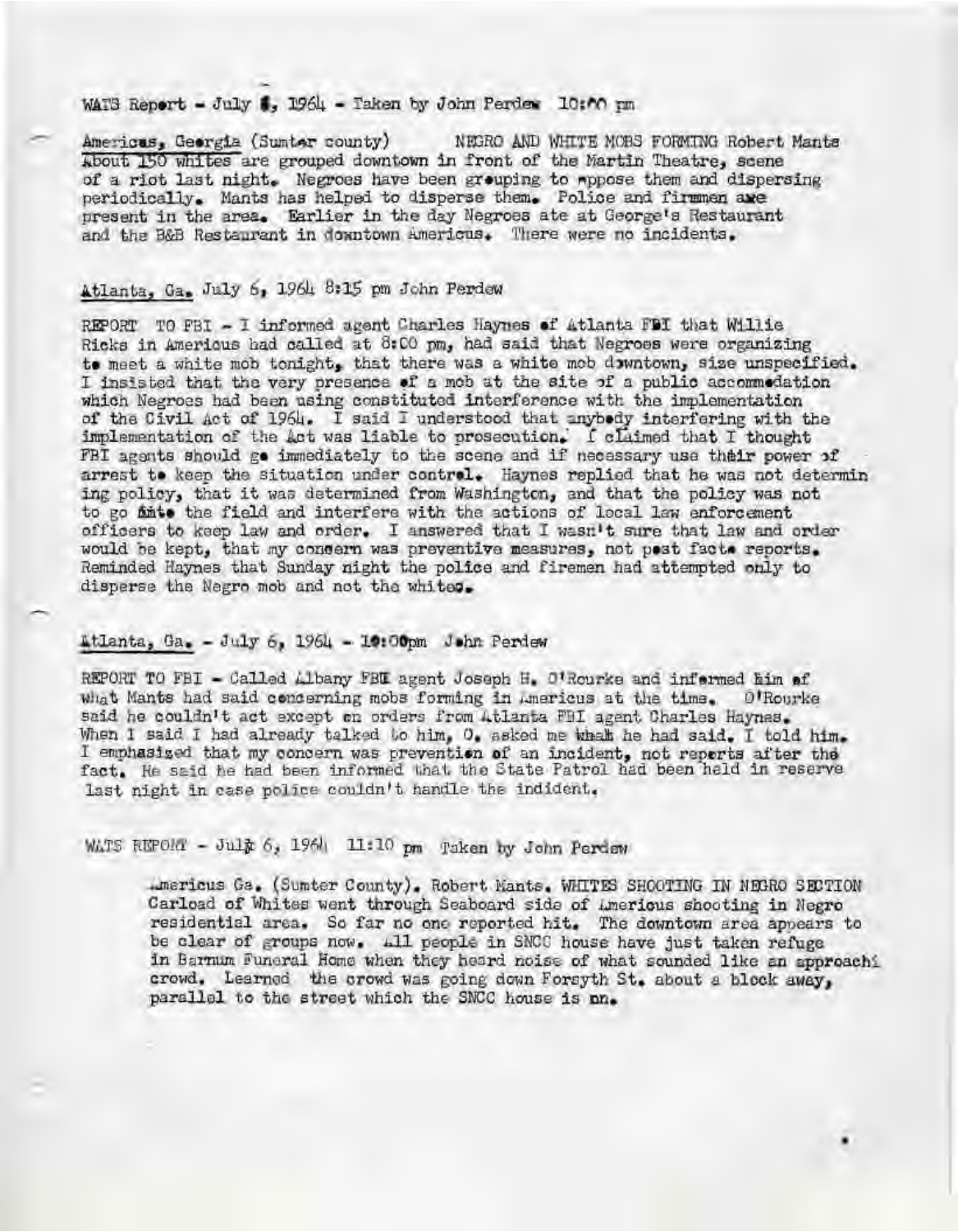WATS Report - July 6, 1964 - Taken by John Perdew 10:00 pm

Americus, Georgia (Sumter county) NEGRO AND WHITE MOBS FORMING Robert Mants
About 150 whites are grouped downtown in front of the Martin Theatre, scene of a riot last night. Negroes have been grouping to oppose them and dispersing periodically. Mants has helped to disperse them. Police and firemen are present in the area. Earlier in the day Negroes ate at George's Restaurant and the B&B Restaurant in downtown Americus. There were no incidents.

Atlanta, Ga. July 6, 1964 8:15 pm John Perdew

REPORT TO FBI - I informed agent Charles Haynes of Atlanta FBI that Willie Ricks in Americus had called at 8:00 pm, had said that Negroes were organizing to meet a white mob tonight, that there was a white mob downtown, size unspecified. I insisted that the very presence of a mob at the site of a public accommodation which Negroes had been using constituted interference with the implementation of the Civil Act of 1964. I said I understood that anybody interfering with the implementation of the Act was liable to prosecution. I claimed that I thought FBI agents should go immediately to the scene and if necessary use their power of arrest to keep the situation under control. Haynes replied that he was not determining policy, that it was determined from Washington, and that the policy was not to go into the field and interfere with the actions of local law enforcement officers to keep law and order. I answered that I wasn't sure that law and order would be kept, that my concern was preventive measures, not post facto reports. Reminded Haynes that Sunday night the police and firemen had attempted only to disperse the Negro mob and not the whites.

Atlanta, Ga. - July 6, 1964 - 10:00pm John Perdew

REPORT TO FBI - Called Albany FBI agent Joseph H. O'Rourke and informed him of what Mants had said concerning mobs forming in Americus at the time. O'Rourke said he couldn't act except on orders from Atlanta FBI agent Charles Haynes. When I said I had already talked to him, O. asked me what he had said. I told him. I emphasized that my concern was prevention of an incident, not reports after the fact. He said he had been informed that the State Patrol had been held in reserve last night in case police couldn't handle the indident.

WATS REPORT - July 6, 1964 11:10 pm Taken by John Perdew

Americus Ga. (Sumter County). Robert Mants. WHITES SHOOTING IN NEGRO SECTION Carload of Whites went through Seaboard side of Americus shooting in Negro residential area. So far no one reported hit. The downtown area appears to be clear of groups now. All people in SNCC house have just taken refuge in Barnum Funeral Home when they heard noise of what sounded like an approachi crowd. Learned the crowd was going down Forsyth St. about a block away, parallel to the street which the SNCC house is on.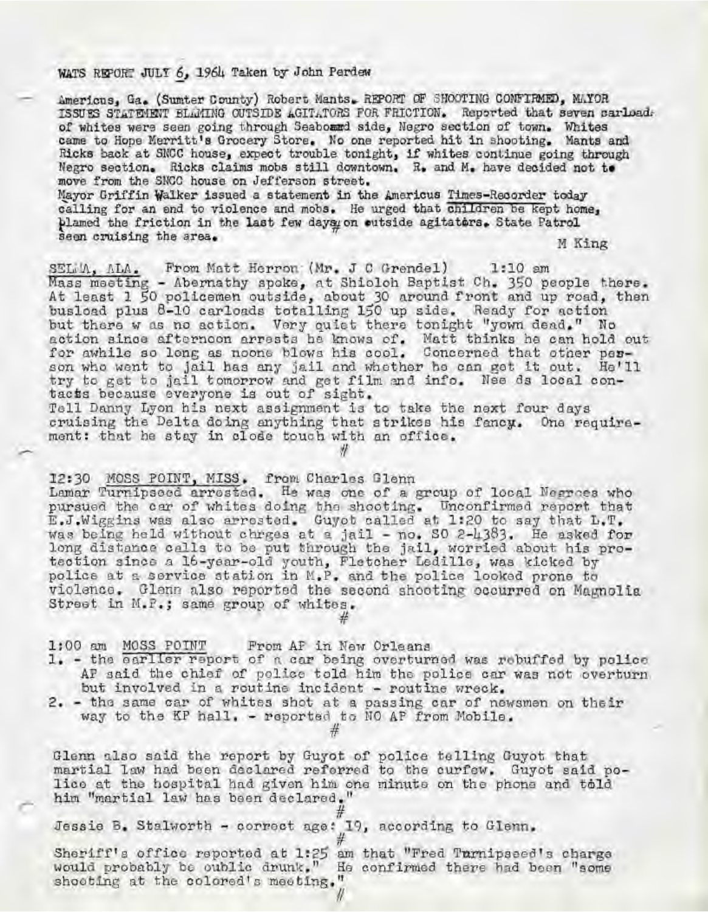WATS REPORT JULY 6, 1964 Taken by John Perdew

Americus, Ga. (Sumter County) Robert Mants. REPORT OF SHOOTING CONFIRMED, MAYOR ISSUES STATEMENT BLAMING OUTSIDE AGITATORS FOR FRICTION. Reported that seven carloads of whites were seen going through Seaboard side, Negro section of town. Whites came to Hope Merritt's Grocery Store. No one reported hit in shooting. Mants and Ricks back at SNCC house, expect trouble tonight, if whites continue going through Negro section. Ricks claims mobs still downtown. R. and M. have decided not to move from the SNCC house on Jefferson street.
Mayor Griffin Walker issued a statement in the Americus Times-Recorder today calling for an end to violence and mobs. He urged that children be kept home, blamed the friction in the last few days on outside agitators. State Patrol seen cruising the area.

#

M King

SELMA, ALA. From Matt Herron (Mr. J C Grendel) 1:10 am
Mass meeting - Abernathy spoke, at Shioloh Baptist Ch. 350 people there. At least 1 50 policemen outside, about 30 around front and up road, then busload plus 8-10 carloads totalling 150 up side. Ready for action but there w as no action. Very quiet there tonight "yown dead." No action since afternoon arrests he knows of. Matt thinks he can hold out for awhile so long as noone blows his cool. Concerned that other person who went to jail has any jail and whether he can get it out. He'll try to get to jail tomorrow and get film and info. Nee ds local contacts because everyone is out of sight.
Tell Danny Lyon his next assignment is to take the next four days cruising the Delta doing anything that strikes his fancy. One requirement: that he stay in close touch with an office.

#

12:30 MOSS POINT, MISS. from Charles Glenn
Lamar Turnipseed arrested. He was one of a group of local Negroes who pursued the car of whites doing the shooting. Unconfirmed report that E.J.Wiggins was also arrested. Guyot called at 1:20 to say that L.T. was being held without chrges at a jail - no. SO 2-4383. He asked for long distance calls to be put through the jail, worried about his protection since a 16-year-old youth, Fletcher Ledille, was kicked by police at a service station in M.P. and the police looked prone to violence. Glenn also reported the second shooting occurred on Magnolia Street in M.P.; same group of whites.

#

1:00 am MOSS POINT From AP in New Orleans
1. - the earlier report of a car being overturned was rebuffed by police AP said the chief of police told him the police car was not overturn but involved in a routine incident - routine wreck.
2. - the same car of whites shot at a passing car of newsmen on their way to the KP hall. - reported to NO AP from Mobile.

#

Glenn also said the report by Guyot of police telling Guyot that martial law had been declared referred to the curfew. Guyot said police at the hospital had given him one minute on the phone and told him "martial law has been declared."

#

Jessie B. Stalworth - correct age: 19, according to Glenn.

#

Sheriff's office reported at 1:25 am that "Fred Turnipseed's charge would probably be oublic drunk." He confirmed there had been "some shooting at the colored's meeting."

#